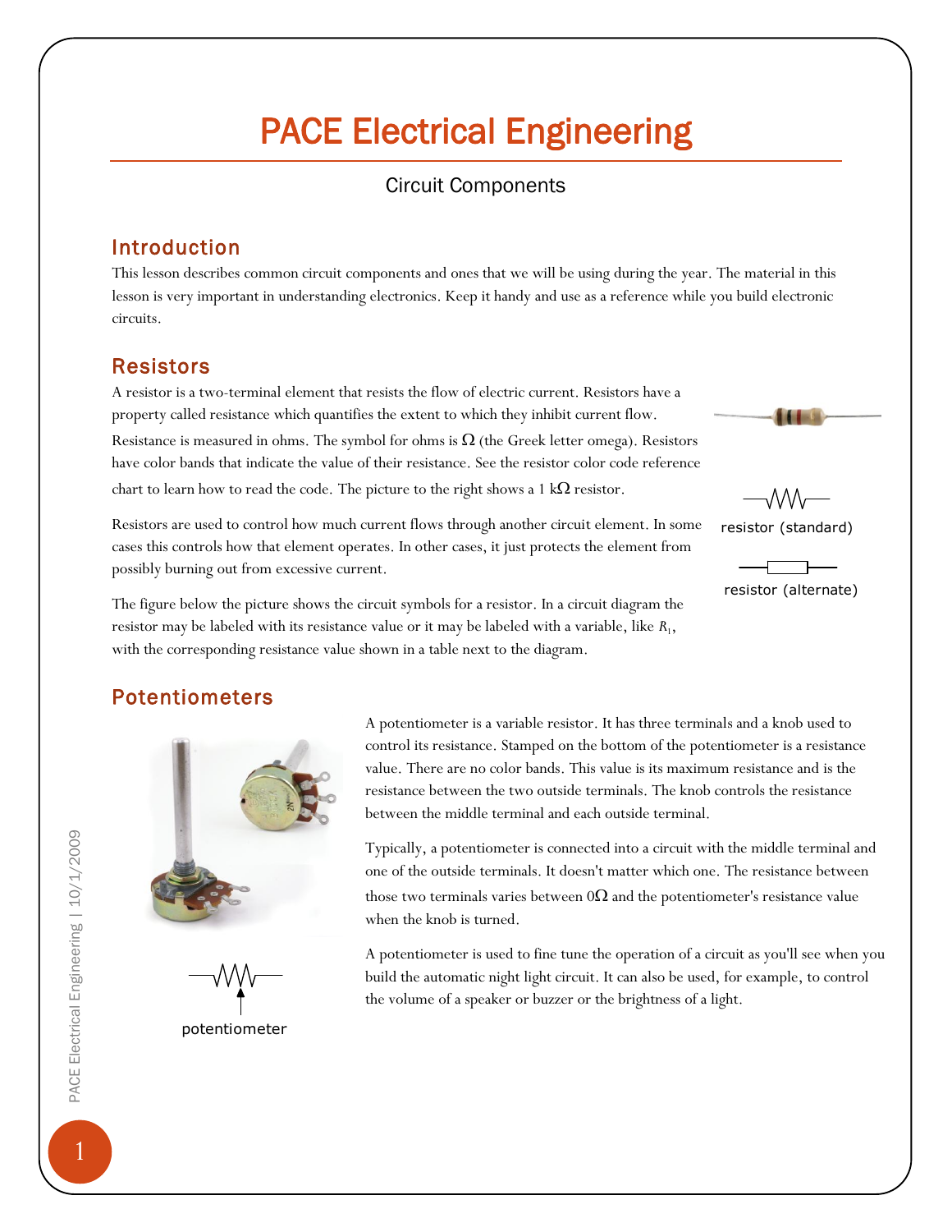# PACE Electrical Engineering

Circuit Components

## Introduction

This lesson describes common circuit components and ones that we will be using during the year. The material in this lesson is very important in understanding electronics. Keep it handy and use as a reference while you build electronic circuits.

## Resistors

A resistor is a two-terminal element that resists the flow of electric current. Resistors have a property called resistance which quantifies the extent to which they inhibit current flow. Resistance is measured in ohms. The symbol for ohms is Ω (the Greek letter omega). Resistors have color bands that indicate the value of their resistance. See the resistor color code reference chart to learn how to read the code. The picture to the right shows a 1 kΩ resistor.

Resistors are used to control how much current flows through another circuit element. In some cases this controls how that element operates. In other cases, it just protects the element from possibly burning out from excessive current.

The figure below the picture shows the circuit symbols for a resistor. In a circuit diagram the resistor may be labeled with its resistance value or it may be labeled with a variable, like $R_1$, with the corresponding resistance value shown in a table next to the diagram.

resistor (standard)

resistor (alternate)

## Potentiometers

A potentiometer is a variable resistor. It has three terminals and a knob used to control its resistance. Stamped on the bottom of the potentiometer is a resistance value. There are no color bands. This value is its maximum resistance and is the resistance between the two outside terminals. The knob controls the resistance between the middle terminal and each outside terminal.

Typically, a potentiometer is connected into a circuit with the middle terminal and one of the outside terminals. It doesn't matter which one. The resistance between those two terminals varies between 0Ω and the potentiometer's resistance value when the knob is turned.

A potentiometer is used to fine tune the operation of a circuit as you'll see when you build the automatic night light circuit. It can also be used, for example, to control the volume of a speaker or buzzer or the brightness of a light.

potentiometer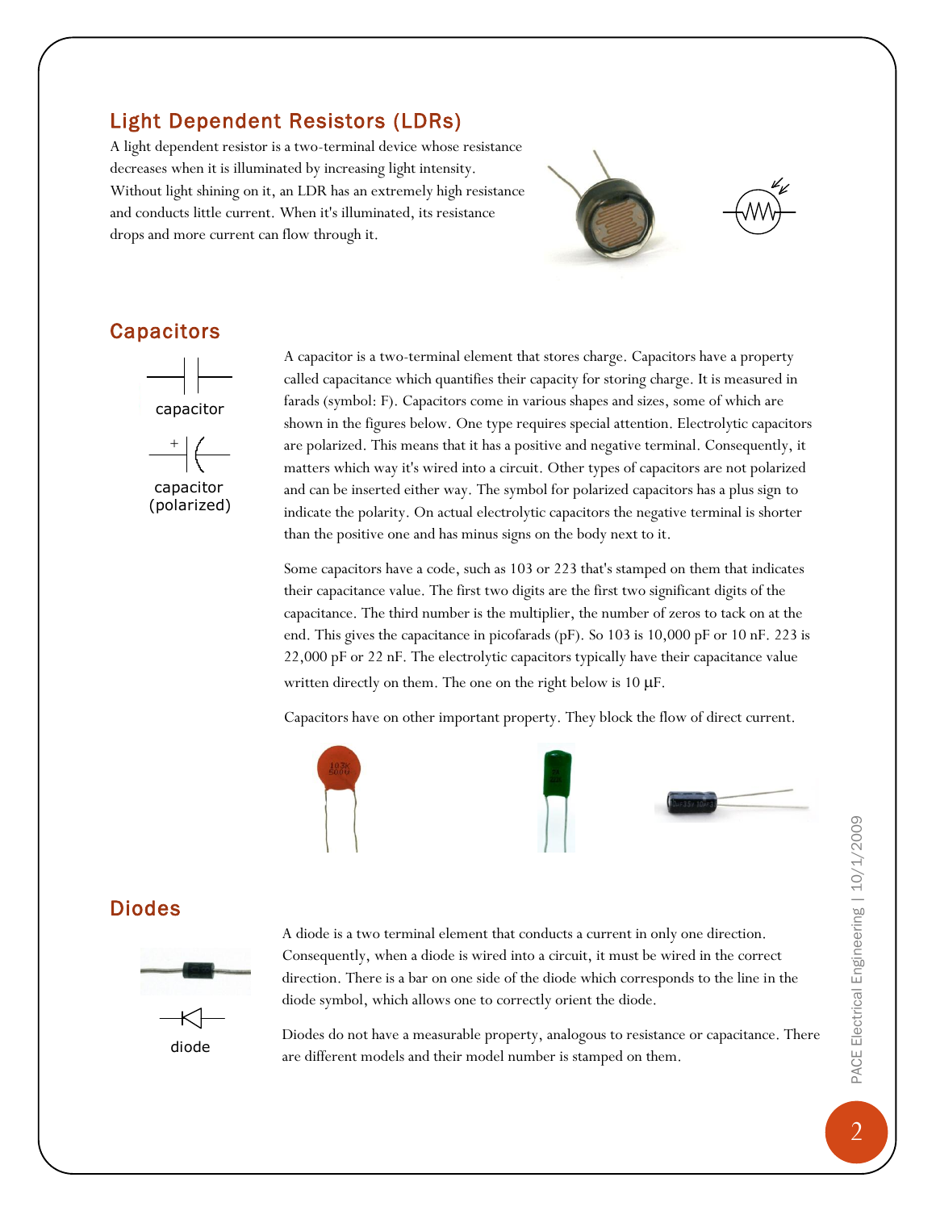## Light Dependent Resistors (LDRs)

A light dependent resistor is a two-terminal device whose resistance decreases when it is illuminated by increasing light intensity. Without light shining on it, an LDR has an extremely high resistance and conducts little current. When it's illuminated, its resistance drops and more current can flow through it.

## Capacitors

capacitor

capacitor (polarized)

A capacitor is a two-terminal element that stores charge. Capacitors have a property called capacitance which quantifies their capacity for storing charge. It is measured in farads (symbol: F). Capacitors come in various shapes and sizes, some of which are shown in the figures below. One type requires special attention. Electrolytic capacitors are polarized. This means that it has a positive and negative terminal. Consequently, it matters which way it's wired into a circuit. Other types of capacitors are not polarized and can be inserted either way. The symbol for polarized capacitors has a plus sign to indicate the polarity. On actual electrolytic capacitors the negative terminal is shorter than the positive one and has minus signs on the body next to it.

Some capacitors have a code, such as 103 or 223 that's stamped on them that indicates their capacitance value. The first two digits are the first two significant digits of the capacitance. The third number is the multiplier, the number of zeros to tack on at the end. This gives the capacitance in picofarads (pF). So 103 is 10,000 pF or 10 nF. 223 is 22,000 pF or 22 nF. The electrolytic capacitors typically have their capacitance value written directly on them. The one on the right below is 10 μF.

Capacitors have on other important property. They block the flow of direct current.

## Diodes

diode

A diode is a two terminal element that conducts a current in only one direction. Consequently, when a diode is wired into a circuit, it must be wired in the correct direction. There is a bar on one side of the diode which corresponds to the line in the diode symbol, which allows one to correctly orient the diode.

Diodes do not have a measurable property, analogous to resistance or capacitance. There are different models and their model number is stamped on them.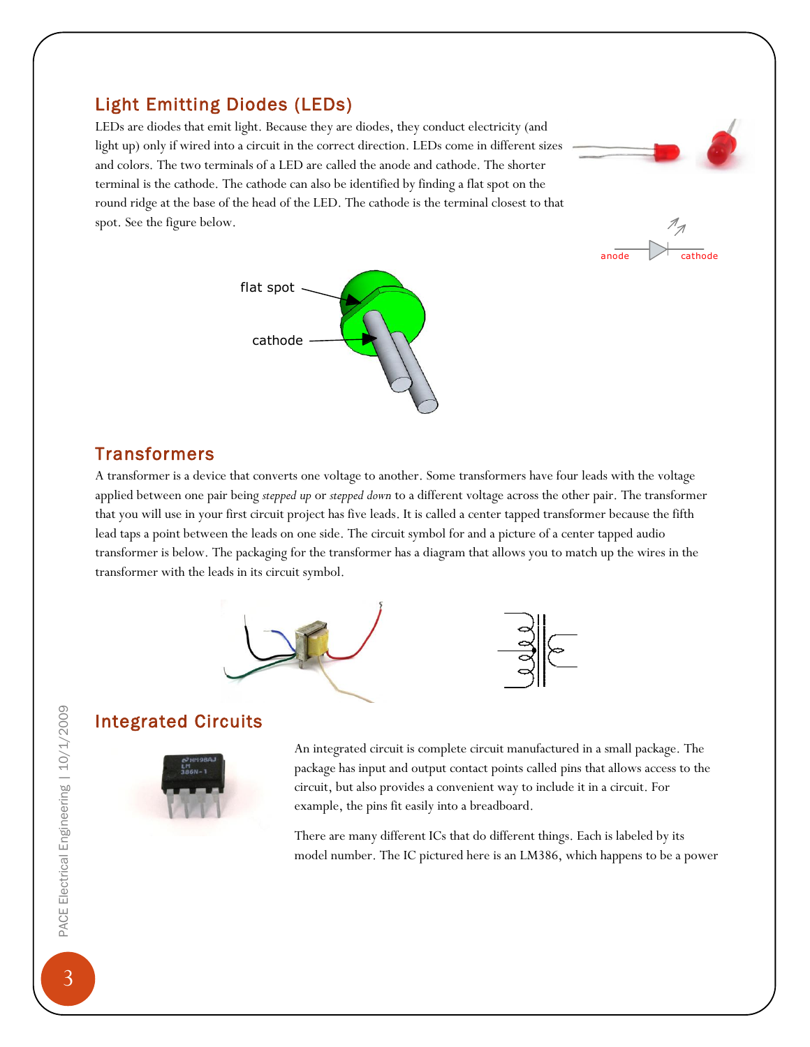## Light Emitting Diodes (LEDs)

LEDs are diodes that emit light. Because they are diodes, they conduct electricity (and light up) only if wired into a circuit in the correct direction. LEDs come in different sizes and colors. The two terminals of a LED are called the anode and cathode. The shorter terminal is the cathode. The cathode can also be identified by finding a flat spot on the round ridge at the base of the head of the LED. The cathode is the terminal closest to that spot. See the figure below.

anode cathode

flat spot

cathode

## Transformers

A transformer is a device that converts one voltage to another. Some transformers have four leads with the voltage applied between one pair being *stepped up* or *stepped down* to a different voltage across the other pair. The transformer that you will use in your first circuit project has five leads. It is called a center tapped transformer because the fifth lead taps a point between the leads on one side. The circuit symbol for and a picture of a center tapped audio transformer is below. The packaging for the transformer has a diagram that allows you to match up the wires in the transformer with the leads in its circuit symbol.

## Integrated Circuits

An integrated circuit is complete circuit manufactured in a small package. The package has input and output contact points called pins that allows access to the circuit, but also provides a convenient way to include it in a circuit. For example, the pins fit easily into a breadboard.

There are many different ICs that do different things. Each is labeled by its model number. The IC pictured here is an LM386, which happens to be a power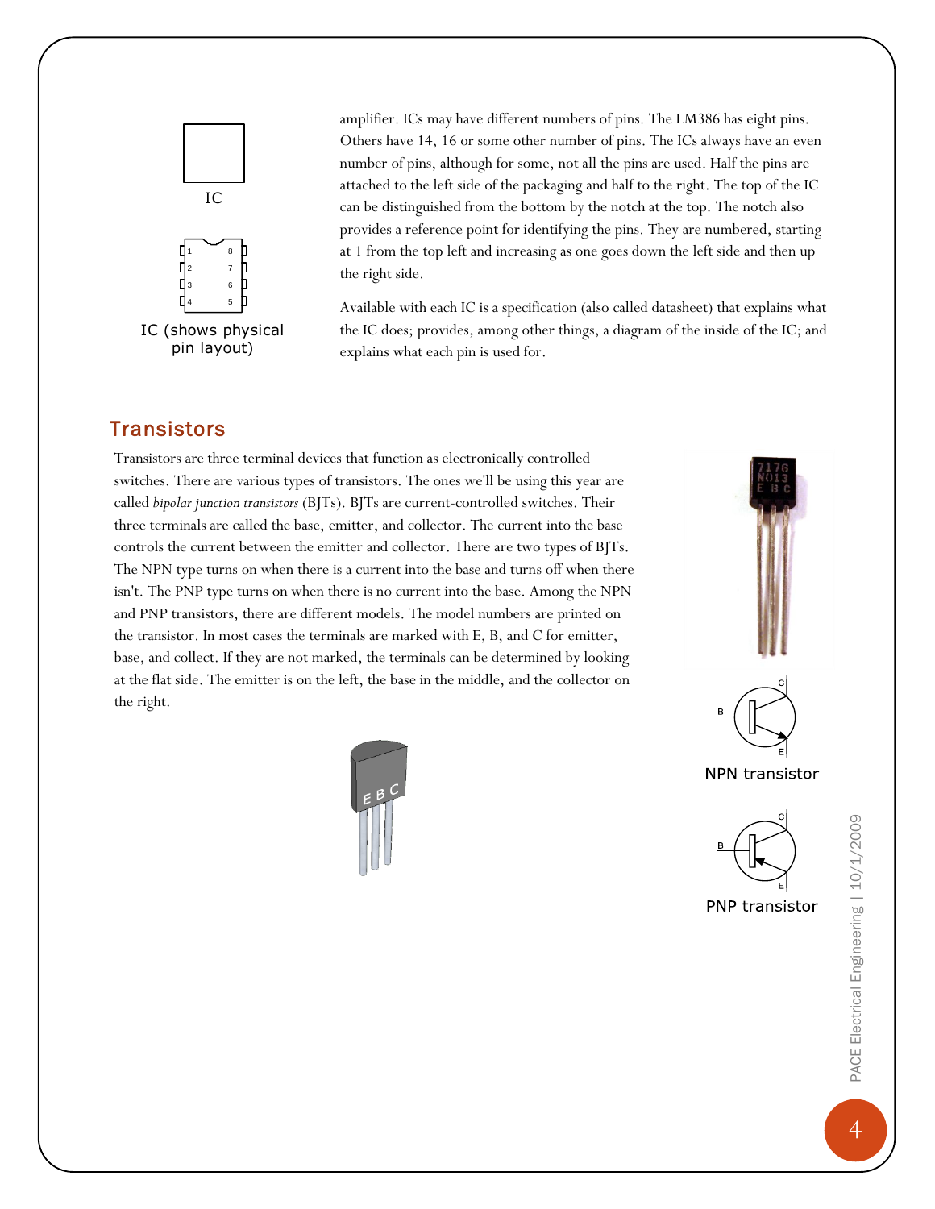IC

IC (shows physical pin layout)

amplifier. ICs may have different numbers of pins. The LM386 has eight pins. Others have 14, 16 or some other number of pins. The ICs always have an even number of pins, although for some, not all the pins are used. Half the pins are attached to the left side of the packaging and half to the right. The top of the IC can be distinguished from the bottom by the notch at the top. The notch also provides a reference point for identifying the pins. They are numbered, starting at 1 from the top left and increasing as one goes down the left side and then up the right side.

Available with each IC is a specification (also called datasheet) that explains what the IC does; provides, among other things, a diagram of the inside of the IC; and explains what each pin is used for.

## Transistors

Transistors are three terminal devices that function as electronically controlled switches. There are various types of transistors. The ones we'll be using this year are called *bipolar junction transistors* (BJTs). BJTs are current-controlled switches. Their three terminals are called the base, emitter, and collector. The current into the base controls the current between the emitter and collector. There are two types of BJTs. The NPN type turns on when there is a current into the base and turns off when there isn't. The PNP type turns on when there is no current into the base. Among the NPN and PNP transistors, there are different models. The model numbers are printed on the transistor. In most cases the terminals are marked with E, B, and C for emitter, base, and collect. If they are not marked, the terminals can be determined by looking at the flat side. The emitter is on the left, the base in the middle, and the collector on the right.

NPN transistor

PNP transistor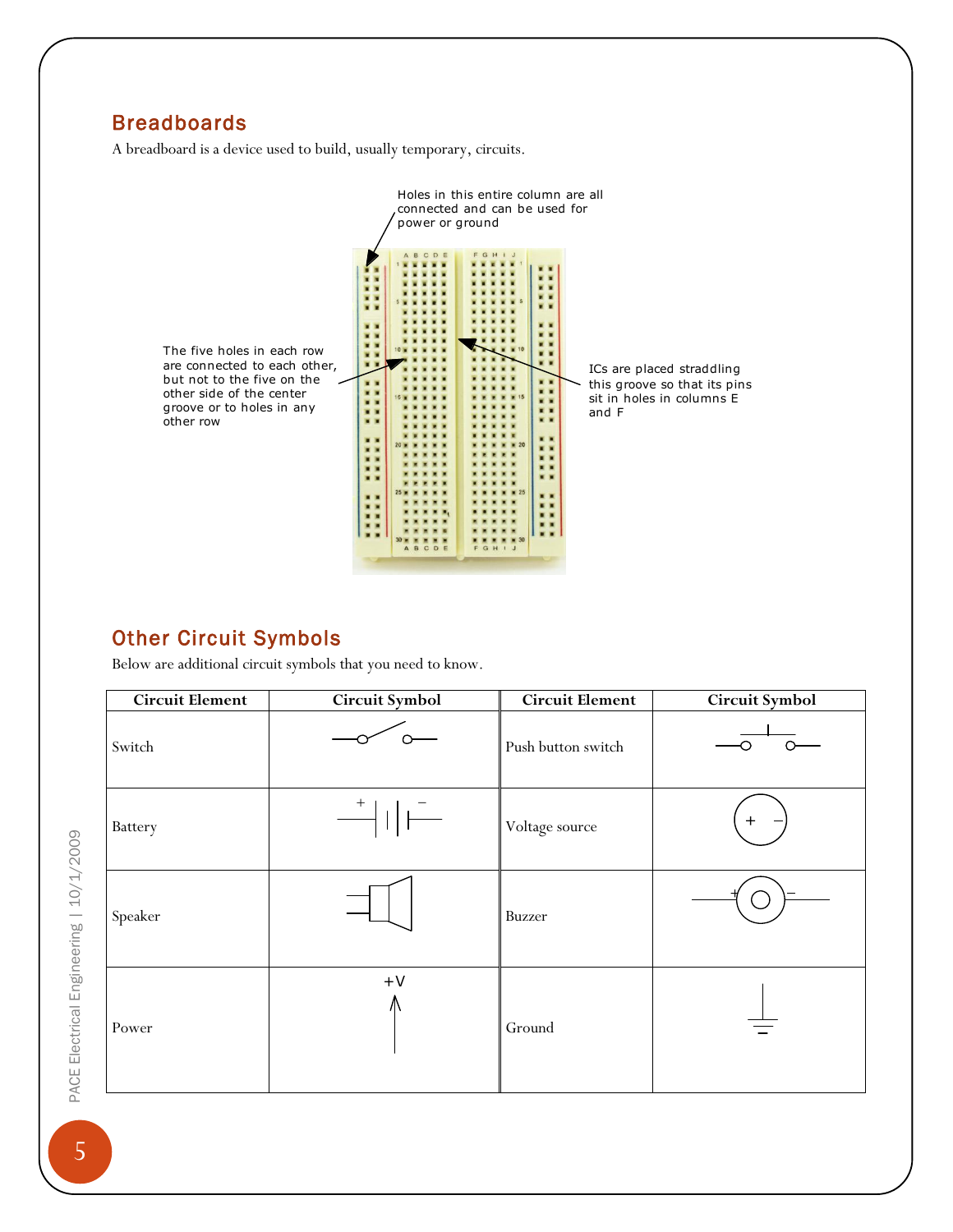## Breadboards

A breadboard is a device used to build, usually temporary, circuits.

Holes in this entire column are all connected and can be used for power or ground

The five holes in each row are connected to each other, but not to the five on the other side of the center groove or to holes in any other row

ICs are placed straddling this groove so that its pins sit in holes in columns E and F

## Other Circuit Symbols

Below are additional circuit symbols that you need to know.

| Circuit Element | Circuit Symbol | Circuit Element | Circuit Symbol |
|---|---|---|---|
| Switch | | Push button switch | |
| Battery | + − | Voltage source | + − |
| Speaker | | Buzzer | + − |
| Power | +V | Ground | |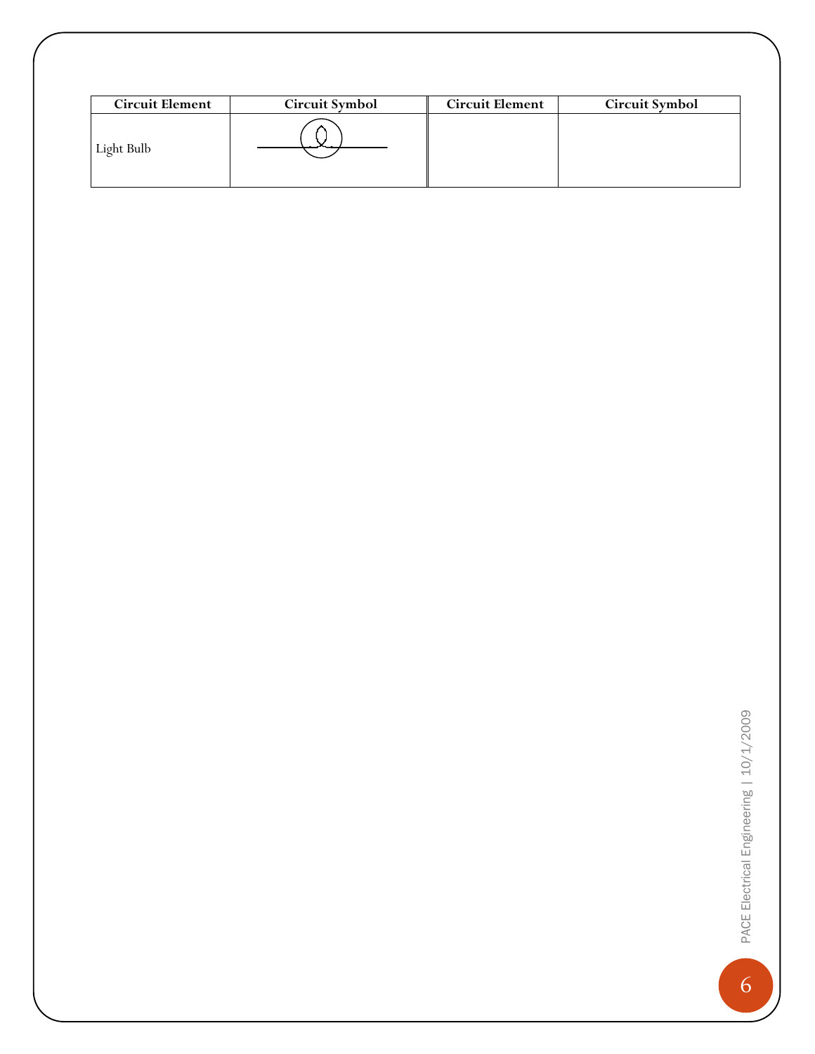| Circuit Element | Circuit Symbol | Circuit Element | Circuit Symbol |
| --- | --- | --- | --- |
| Light Bulb | | | |